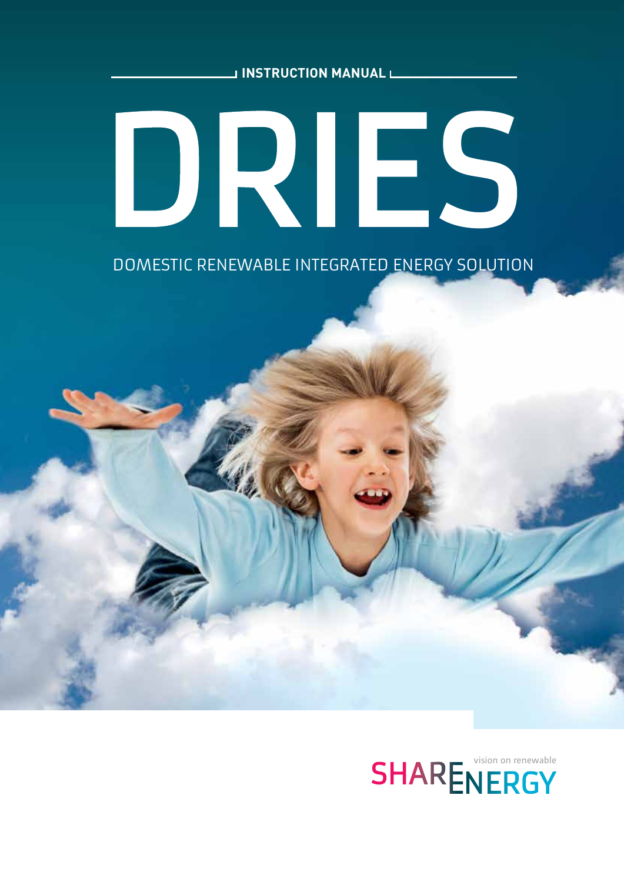INSTRUCTION MANUAL

# DRIES

DOMESTIC RENEWABLE INTEGRATED ENERGY SOLUTION

SHARENERGY vision on renewable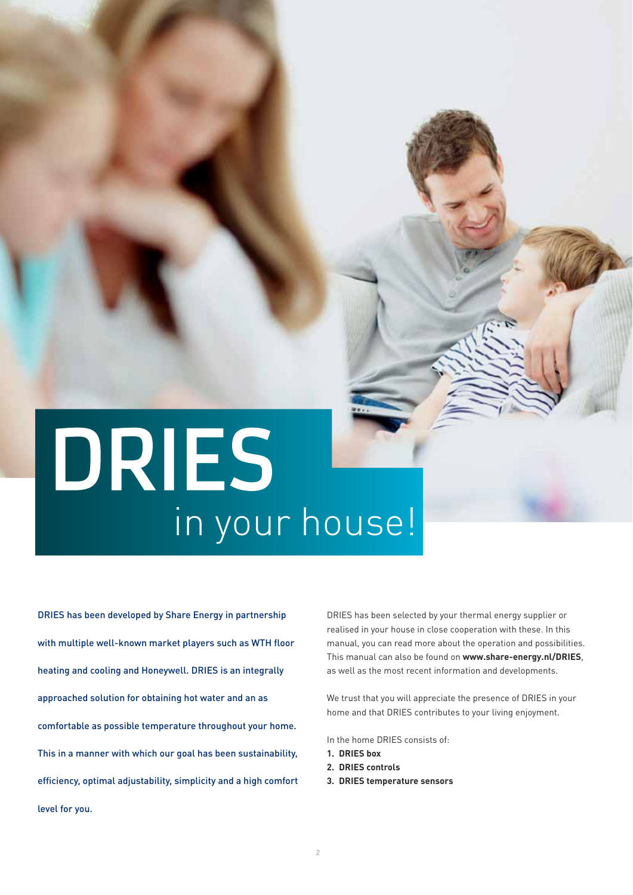# DRIES
## in your house!

DRIES has been developed by Share Energy in partnership with multiple well-known market players such as WTH floor heating and cooling and Honeywell. DRIES is an integrally approached solution for obtaining hot water and an as comfortable as possible temperature throughout your home. This in a manner with which our goal has been sustainability, efficiency, optimal adjustability, simplicity and a high comfort level for you.

DRIES has been selected by your thermal energy supplier or realised in your house in close cooperation with these. In this manual, you can read more about the operation and possibilities. This manual can also be found on **www.share-energy.nl/DRIES**, as well as the most recent information and developments.

We trust that you will appreciate the presence of DRIES in your home and that DRIES contributes to your living enjoyment.

In the home DRIES consists of:

1. **DRIES box**
2. **DRIES controls**
3. **DRIES temperature sensors**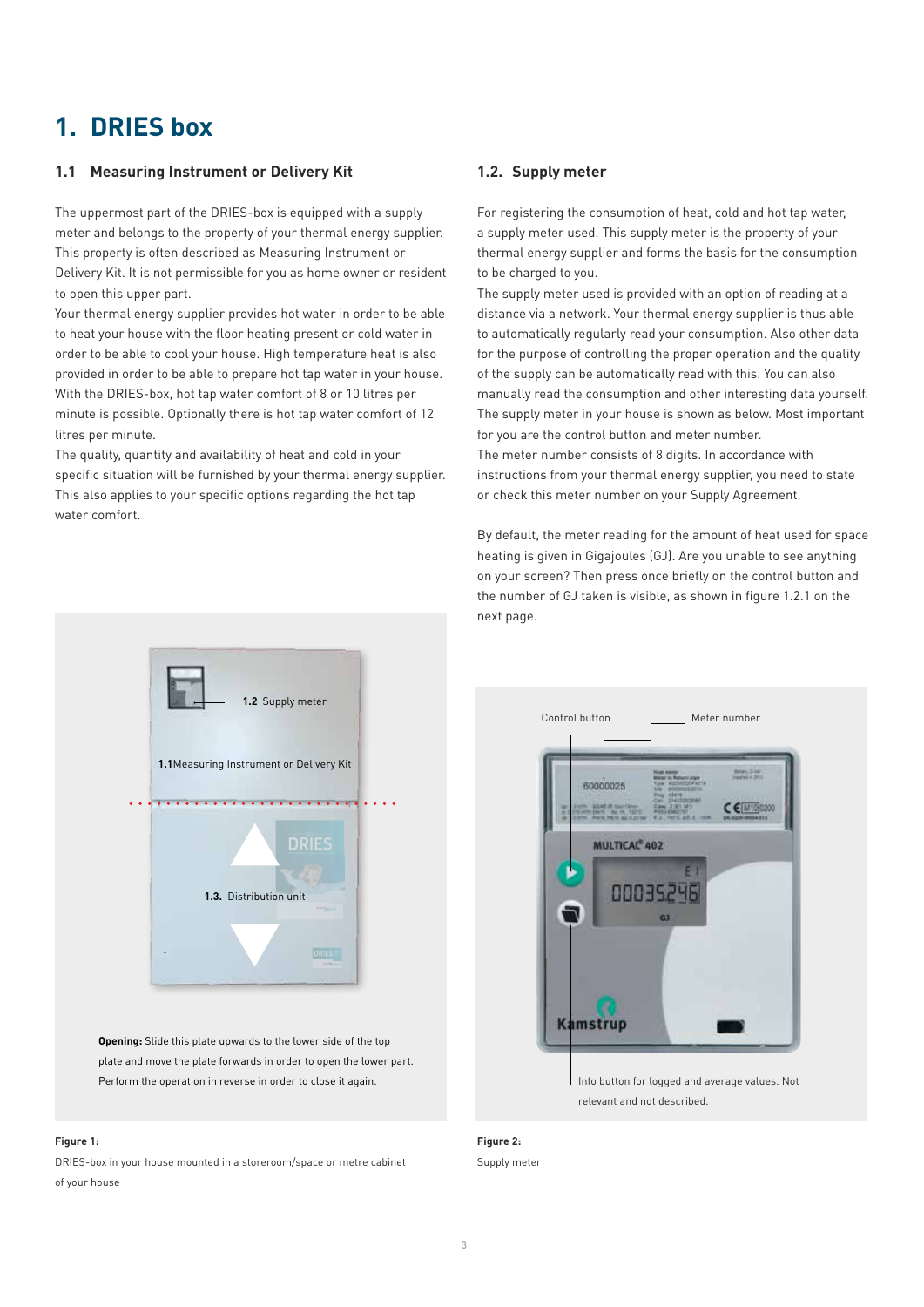# 1. DRIES box

## 1.1 Measuring Instrument or Delivery Kit

The uppermost part of the DRIES-box is equipped with a supply meter and belongs to the property of your thermal energy supplier. This property is often described as Measuring Instrument or Delivery Kit. It is not permissible for you as home owner or resident to open this upper part.

Your thermal energy supplier provides hot water in order to be able to heat your house with the floor heating present or cold water in order to be able to cool your house. High temperature heat is also provided in order to be able to prepare hot tap water in your house. With the DRIES-box, hot tap water comfort of 8 or 10 litres per minute is possible. Optionally there is hot tap water comfort of 12 litres per minute.

The quality, quantity and availability of heat and cold in your specific situation will be furnished by your thermal energy supplier. This also applies to your specific options regarding the hot tap water comfort.

1.2 Supply meter

1.1 Measuring Instrument or Delivery Kit

1.3. Distribution unit

**Opening:** Slide this plate upwards to the lower side of the top plate and move the plate forwards in order to open the lower part. Perform the operation in reverse in order to close it again.

**Figure 1:**

DRIES-box in your house mounted in a storeroom/space or metre cabinet of your house

## 1.2. Supply meter

For registering the consumption of heat, cold and hot tap water, a supply meter used. This supply meter is the property of your thermal energy supplier and forms the basis for the consumption to be charged to you.

The supply meter used is provided with an option of reading at a distance via a network. Your thermal energy supplier is thus able to automatically regularly read your consumption. Also other data for the purpose of controlling the proper operation and the quality of the supply can be automatically read with this. You can also manually read the consumption and other interesting data yourself. The supply meter in your house is shown as below. Most important for you are the control button and meter number.

The meter number consists of 8 digits. In accordance with instructions from your thermal energy supplier, you need to state or check this meter number on your Supply Agreement.

By default, the meter reading for the amount of heat used for space heating is given in Gigajoules (GJ). Are you unable to see anything on your screen? Then press once briefly on the control button and the number of GJ taken is visible, as shown in figure 1.2.1 on the next page.

Control button

Meter number

Info button for logged and average values. Not relevant and not described.

**Figure 2:**

Supply meter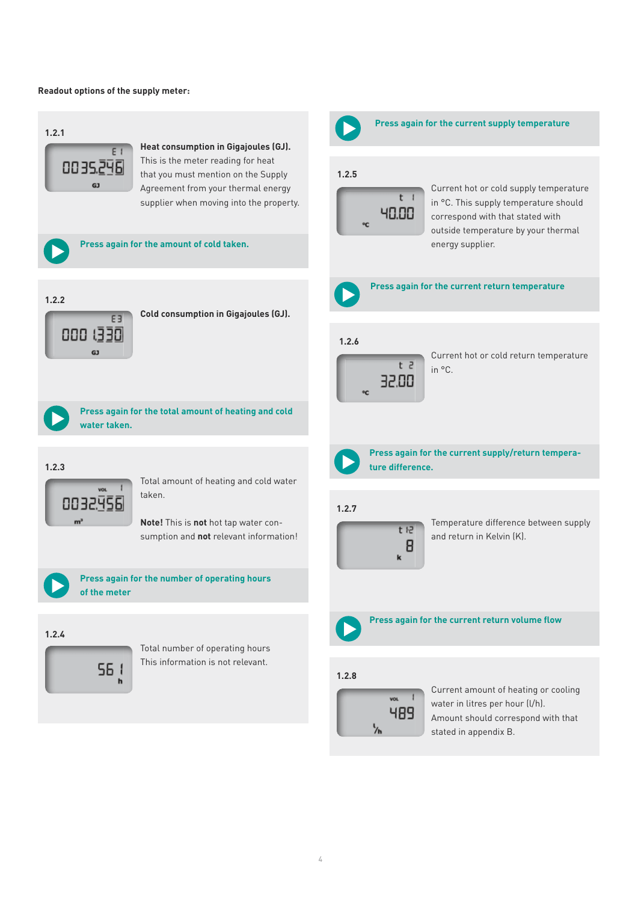**Readout options of the supply meter:**

### 1.2.1

**Heat consumption in Gigajoules (GJ).** This is the meter reading for heat that you must mention on the Supply Agreement from your thermal energy supplier when moving into the property.

**Press again for the amount of cold taken.**

### 1.2.2

**Cold consumption in Gigajoules (GJ).**

**Press again for the total amount of heating and cold water taken.**

### 1.2.3

Total amount of heating and cold water taken.

**Note!** This is **not** hot tap water consumption and **not** relevant information!

**Press again for the number of operating hours of the meter**

### 1.2.4

Total number of operating hours This information is not relevant.

**Press again for the current supply temperature**

### 1.2.5

Current hot or cold supply temperature in °C. This supply temperature should correspond with that stated with outside temperature by your thermal energy supplier.

**Press again for the current return temperature**

### 1.2.6

Current hot or cold return temperature in °C.

**Press again for the current supply/return temperature difference.**

### 1.2.7

Temperature difference between supply and return in Kelvin (K).

**Press again for the current return volume flow**

### 1.2.8

Current amount of heating or cooling water in litres per hour (l/h). Amount should correspond with that stated in appendix B.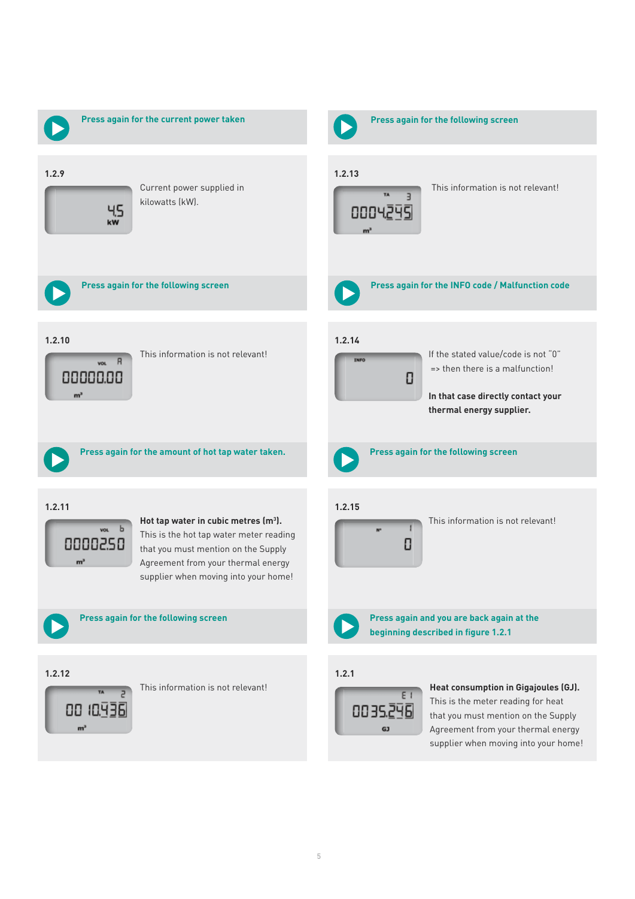**Press again for the current power taken**

**1.2.9**

45 kW

Current power supplied in kilowatts (kW).

**Press again for the following screen**

**1.2.10**

VOL A 00000.00 m³

This information is not relevant!

**Press again for the amount of hot tap water taken.**

**1.2.11**

VOL b 0000250 m³

**Hot tap water in cubic metres (m³).** This is the hot tap water meter reading that you must mention on the Supply Agreement from your thermal energy supplier when moving into your home!

**Press again for the following screen**

**1.2.12**

TA 2 00 10436 m³

This information is not relevant!

**Press again for the following screen**

**1.2.13**

TA 3 0004245 m³

This information is not relevant!

**Press again for the INFO code / Malfunction code**

**1.2.14**

INFO 0

If the stated value/code is not "0" => then there is a malfunction!

**In that case directly contact your thermal energy supplier.**

**Press again for the following screen**

**1.2.15**

N° 1 0

This information is not relevant!

**Press again and you are back again at the beginning described in figure 1.2.1**

**1.2.1**

E 1 0035246 GJ

**Heat consumption in Gigajoules (GJ).** This is the meter reading for heat that you must mention on the Supply Agreement from your thermal energy supplier when moving into your home!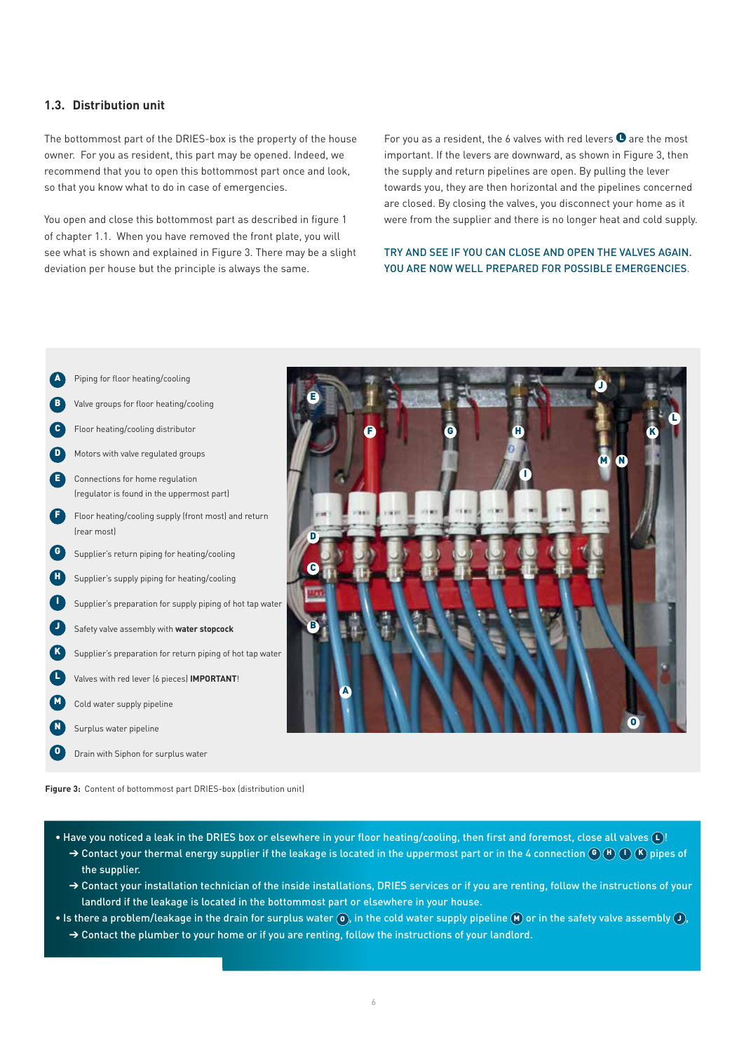## 1.3. Distribution unit

The bottommost part of the DRIES-box is the property of the house owner. For you as resident, this part may be opened. Indeed, we recommend that you to open this bottommost part once and look, so that you know what to do in case of emergencies.

You open and close this bottommost part as described in figure 1 of chapter 1.1. When you have removed the front plate, you will see what is shown and explained in Figure 3. There may be a slight deviation per house but the principle is always the same.

For you as a resident, the 6 valves with red levers L are the most important. If the levers are downward, as shown in Figure 3, then the supply and return pipelines are open. By pulling the lever towards you, they are then horizontal and the pipelines concerned are closed. By closing the valves, you disconnect your home as it were from the supplier and there is no longer heat and cold supply.

TRY AND SEE IF YOU CAN CLOSE AND OPEN THE VALVES AGAIN. YOU ARE NOW WELL PREPARED FOR POSSIBLE EMERGENCIES.

- **A** Piping for floor heating/cooling
- **B** Valve groups for floor heating/cooling
- **C** Floor heating/cooling distributor
- **D** Motors with valve regulated groups
- **E** Connections for home regulation (regulator is found in the uppermost part)
- **F** Floor heating/cooling supply (front most) and return (rear most)
- **G** Supplier's return piping for heating/cooling
- **H** Supplier's supply piping for heating/cooling
- **I** Supplier's preparation for supply piping of hot tap water
- **J** Safety valve assembly with **water stopcock**
- **K** Supplier's preparation for return piping of hot tap water
- **L** Valves with red lever (6 pieces) **IMPORTANT**!
- **M** Cold water supply pipeline
- **N** Surplus water pipeline
- **O** Drain with Siphon for surplus water

**Figure 3:** Content of bottommost part DRIES-box (distribution unit)

- Have you noticed a leak in the DRIES box or elsewhere in your floor heating/cooling, then first and foremost, close all valves L!
  - ➔ Contact your thermal energy supplier if the leakage is located in the uppermost part or in the 4 connection G H I K pipes of the supplier.
  - ➔ Contact your installation technician of the inside installations, DRIES services or if you are renting, follow the instructions of your landlord if the leakage is located in the bottommost part or elsewhere in your house.
- Is there a problem/leakage in the drain for surplus water O, in the cold water supply pipeline M or in the safety valve assembly J,
  - ➔ Contact the plumber to your home or if you are renting, follow the instructions of your landlord.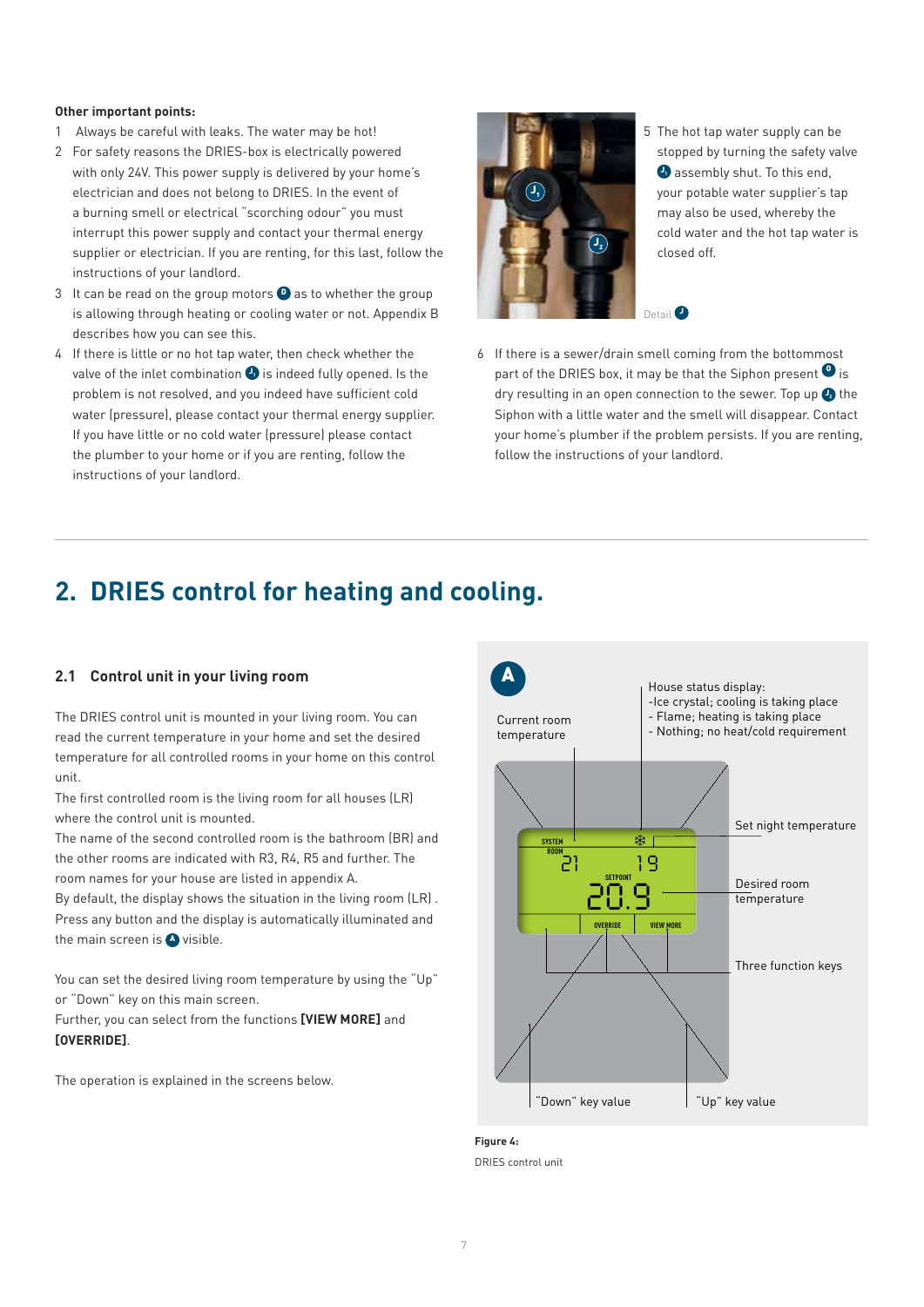**Other important points:**

1. Always be careful with leaks. The water may be hot!
2. For safety reasons the DRIES-box is electrically powered with only 24V. This power supply is delivered by your home's electrician and does not belong to DRIES. In the event of a burning smell or electrical "scorching odour" you must interrupt this power supply and contact your thermal energy supplier or electrician. If you are renting, for this last, follow the instructions of your landlord.
3. It can be read on the group motors D as to whether the group is allowing through heating or cooling water or not. Appendix B describes how you can see this.
4. If there is little or no hot tap water, then check whether the valve of the inlet combination J1 is indeed fully opened. Is the problem is not resolved, and you indeed have sufficient cold water (pressure), please contact your thermal energy supplier. If you have little or no cold water (pressure) please contact the plumber to your home or if you are renting, follow the instructions of your landlord.
5. The hot tap water supply can be stopped by turning the safety valve J1 assembly shut. To this end, your potable water supplier's tap may also be used, whereby the cold water and the hot tap water is closed off.

Detail J

6. If there is a sewer/drain smell coming from the bottommost part of the DRIES box, it may be that the Siphon present O is dry resulting in an open connection to the sewer. Top up J2 the Siphon with a little water and the smell will disappear. Contact your home's plumber if the problem persists. If you are renting, follow the instructions of your landlord.

# 2. DRIES control for heating and cooling.

## 2.1 Control unit in your living room

The DRIES control unit is mounted in your living room. You can read the current temperature in your home and set the desired temperature for all controlled rooms in your home on this control unit.

The first controlled room is the living room for all houses (LR) where the control unit is mounted.

The name of the second controlled room is the bathroom (BR) and the other rooms are indicated with R3, R4, R5 and further. The room names for your house are listed in appendix A.

By default, the display shows the situation in the living room (LR). Press any button and the display is automatically illuminated and the main screen is A visible.

You can set the desired living room temperature by using the "Up" or "Down" key on this main screen.

Further, you can select from the functions **[VIEW MORE]** and **[OVERRIDE]**.

The operation is explained in the screens below.

A

Current room temperature

House status display:
- Ice crystal; cooling is taking place
- Flame; heating is taking place
- Nothing; no heat/cold requirement

Set night temperature

Desired room temperature

Three function keys

"Down" key value

"Up" key value

SYSTEM ROOM 21 19 SETPOINT 20.9 OVERRIDE VIEW MORE

**Figure 4:**
DRIES control unit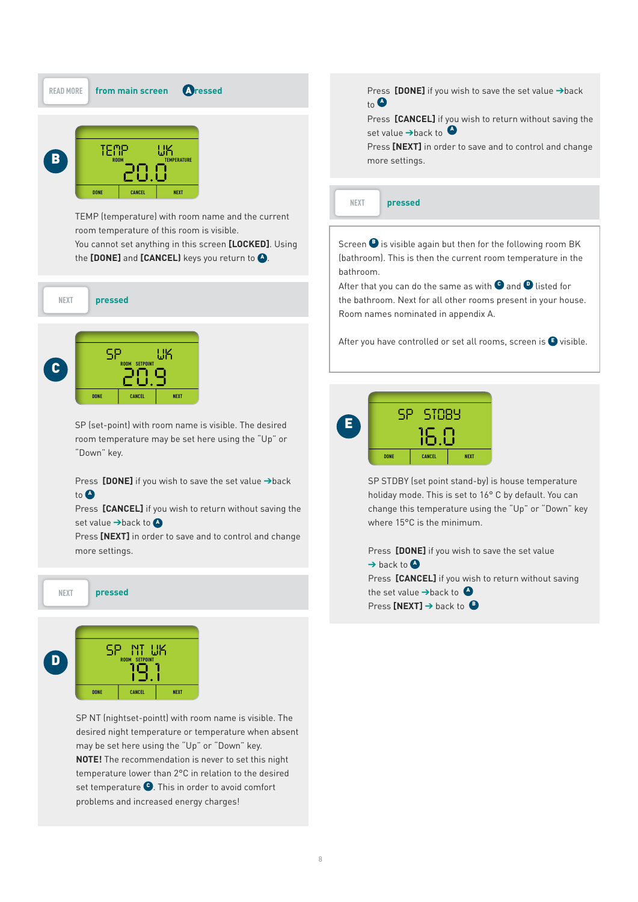READ MORE **from main screen** **A pressed**

**B**

TEMP ROOM UK TEMPERATURE 20.0
DONE CANCEL NEXT

TEMP (temperature) with room name and the current room temperature of this room is visible.
You cannot set anything in this screen **[LOCKED]**. Using the **[DONE]** and **[CANCEL]** keys you return to **A**.

NEXT **pressed**

**C**

SP ROOM SETPOINT UK 20.9
DONE CANCEL NEXT

SP (set-point) with room name is visible. The desired room temperature may be set here using the “Up” or “Down” key.

Press **[DONE]** if you wish to save the set value → back to **A**
Press **[CANCEL]** if you wish to return without saving the set value → back to **A**
Press **[NEXT]** in order to save and to control and change more settings.

NEXT **pressed**

**D**

SP NT UK ROOM SETPOINT 19.1
DONE CANCEL NEXT

SP NT (nightset-point) with room name is visible. The desired night temperature or temperature when absent may be set here using the “Up” or “Down” key.
**NOTE!** The recommendation is never to set this night temperature lower than 2°C in relation to the desired set temperature **C**. This in order to avoid comfort problems and increased energy charges!

Press **[DONE]** if you wish to save the set value → back to **A**
Press **[CANCEL]** if you wish to return without saving the set value → back to **A**
Press **[NEXT]** in order to save and to control and change more settings.

NEXT **pressed**

Screen **B** is visible again but then for the following room BK (bathroom). This is then the current room temperature in the bathroom.
After that you can do the same as with **C** and **D** listed for the bathroom. Next for all other rooms present in your house. Room names nominated in appendix A.

After you have controlled or set all rooms, screen is **E** visible.

**E**

SP STDBY 16.0
DONE CANCEL NEXT

SP STDBY (set point stand-by) is house temperature holiday mode. This is set to 16° C by default. You can change this temperature using the “Up” or “Down” key where 15°C is the minimum.

Press **[DONE]** if you wish to save the set value → back to **A**
Press **[CANCEL]** if you wish to return without saving the set value → back to **A**
Press **[NEXT]** → back to **B**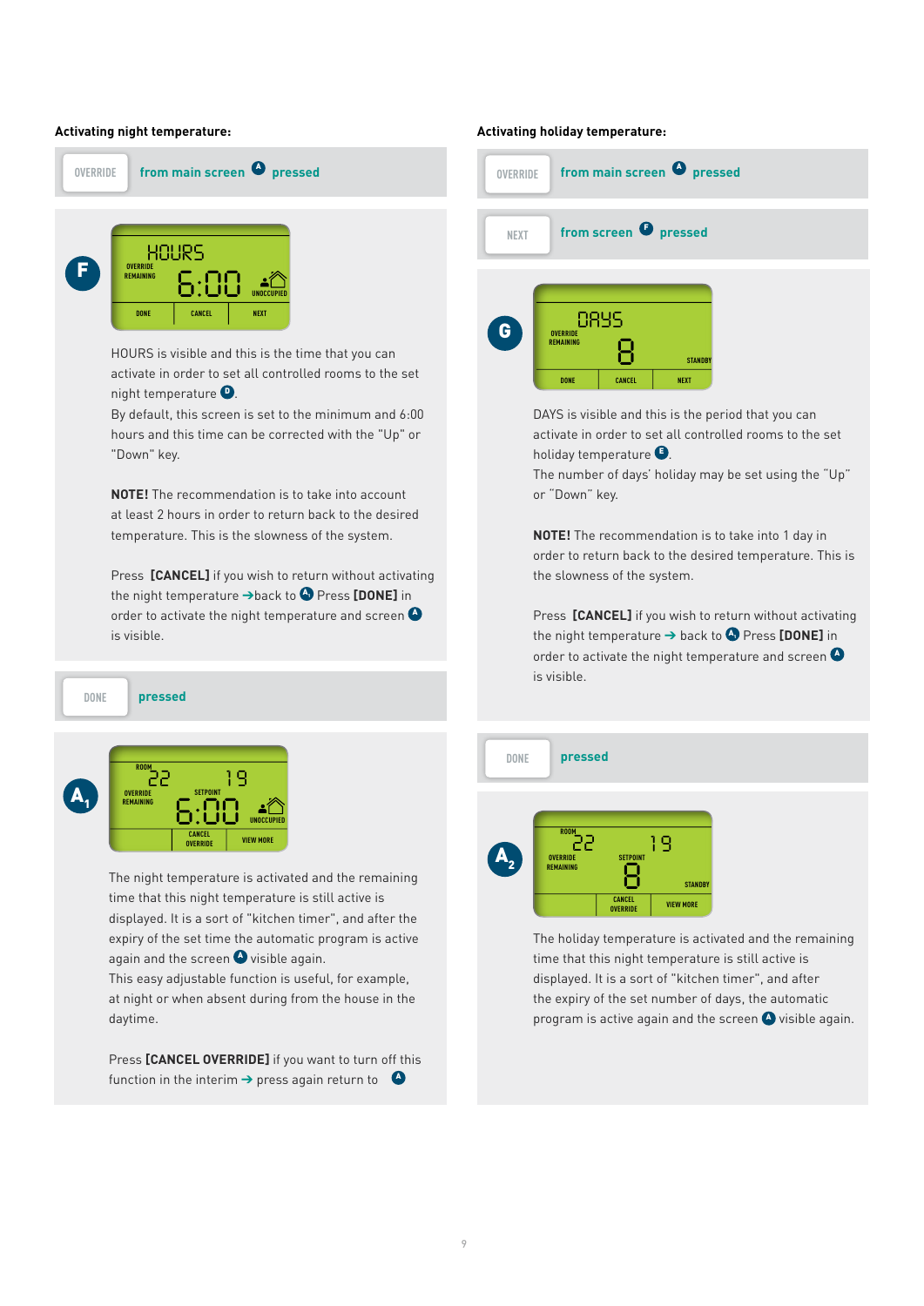### Activating night temperature:

**OVERRIDE** from main screen **A** pressed

**F**

HOURS is visible and this is the time that you can activate in order to set all controlled rooms to the set night temperature **D**.
By default, this screen is set to the minimum and 6:00 hours and this time can be corrected with the "Up" or "Down" key.

**NOTE!** The recommendation is to take into account at least 2 hours in order to return back to the desired temperature. This is the slowness of the system.

Press **[CANCEL]** if you wish to return without activating the night temperature → back to **A** Press **[DONE]** in order to activate the night temperature and screen **A** is visible.

**DONE** pressed

**$A_1$**

The night temperature is activated and the remaining time that this night temperature is still active is displayed. It is a sort of "kitchen timer", and after the expiry of the set time the automatic program is active again and the screen **A** visible again.
This easy adjustable function is useful, for example, at night or when absent during from the house in the daytime.

Press **[CANCEL OVERRIDE]** if you want to turn off this function in the interim → press again return to **A**

### Activating holiday temperature:

**OVERRIDE** from main screen **A** pressed

**NEXT** from screen **F** pressed

**G**

DAYS is visible and this is the period that you can activate in order to set all controlled rooms to the set holiday temperature **E**.
The number of days' holiday may be set using the "Up" or "Down" key.

**NOTE!** The recommendation is to take into 1 day in order to return back to the desired temperature. This is the slowness of the system.

Press **[CANCEL]** if you wish to return without activating the night temperature → back to **A** Press **[DONE]** in order to activate the night temperature and screen **A** is visible.

**DONE** pressed

**$A_2$**

The holiday temperature is activated and the remaining time that this night temperature is still active is displayed. It is a sort of "kitchen timer", and after the expiry of the set number of days, the automatic program is active again and the screen **A** visible again.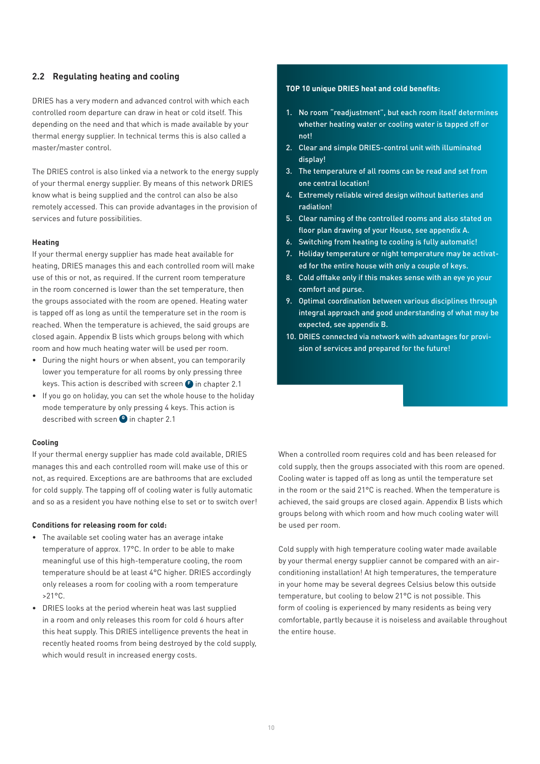## 2.2 Regulating heating and cooling

DRIES has a very modern and advanced control with which each controlled room departure can draw in heat or cold itself. This depending on the need and that which is made available by your thermal energy supplier. In technical terms this is also called a master/master control.

The DRIES control is also linked via a network to the energy supply of your thermal energy supplier. By means of this network DRIES know what is being supplied and the control can also be also remotely accessed. This can provide advantages in the provision of services and future possibilities.

### Heating

If your thermal energy supplier has made heat available for heating, DRIES manages this and each controlled room will make use of this or not, as required. If the current room temperature in the room concerned is lower than the set temperature, then the groups associated with the room are opened. Heating water is tapped off as long as until the temperature set in the room is reached. When the temperature is achieved, the said groups are closed again. Appendix B lists which groups belong with which room and how much heating water will be used per room.

- During the night hours or when absent, you can temporarily lower you temperature for all rooms by only pressing three keys. This action is described with screen F in chapter 2.1
- If you go on holiday, you can set the whole house to the holiday mode temperature by only pressing 4 keys. This action is described with screen G in chapter 2.1

**TOP 10 unique DRIES heat and cold benefits:**

1. No room "readjustment", but each room itself determines whether heating water or cooling water is tapped off or not!
2. Clear and simple DRIES-control unit with illuminated display!
3. The temperature of all rooms can be read and set from one central location!
4. Extremely reliable wired design without batteries and radiation!
5. Clear naming of the controlled rooms and also stated on floor plan drawing of your House, see appendix A.
6. Switching from heating to cooling is fully automatic!
7. Holiday temperature or night temperature may be activated for the entire house with only a couple of keys.
8. Cold offtake only if this makes sense with an eye yo your comfort and purse.
9. Optimal coordination between various disciplines through integral approach and good understanding of what may be expected, see appendix B.
10. DRIES connected via network with advantages for provision of services and prepared for the future!

### Cooling

If your thermal energy supplier has made cold available, DRIES manages this and each controlled room will make use of this or not, as required. Exceptions are are bathrooms that are excluded for cold supply. The tapping off of cooling water is fully automatic and so as a resident you have nothing else to set or to switch over!

**Conditions for releasing room for cold:**

- The available set cooling water has an average intake temperature of approx. 17°C. In order to be able to make meaningful use of this high-temperature cooling, the room temperature should be at least 4°C higher. DRIES accordingly only releases a room for cooling with a room temperature >21°C.
- DRIES looks at the period wherein heat was last supplied in a room and only releases this room for cold 6 hours after this heat supply. This DRIES intelligence prevents the heat in recently heated rooms from being destroyed by the cold supply, which would result in increased energy costs.

When a controlled room requires cold and has been released for cold supply, then the groups associated with this room are opened. Cooling water is tapped off as long as until the temperature set in the room or the said 21°C is reached. When the temperature is achieved, the said groups are closed again. Appendix B lists which groups belong with which room and how much cooling water will be used per room.

Cold supply with high temperature cooling water made available by your thermal energy supplier cannot be compared with an air-conditioning installation! At high temperatures, the temperature in your home may be several degrees Celsius below this outside temperature, but cooling to below 21°C is not possible. This form of cooling is experienced by many residents as being very comfortable, partly because it is noiseless and available throughout the entire house.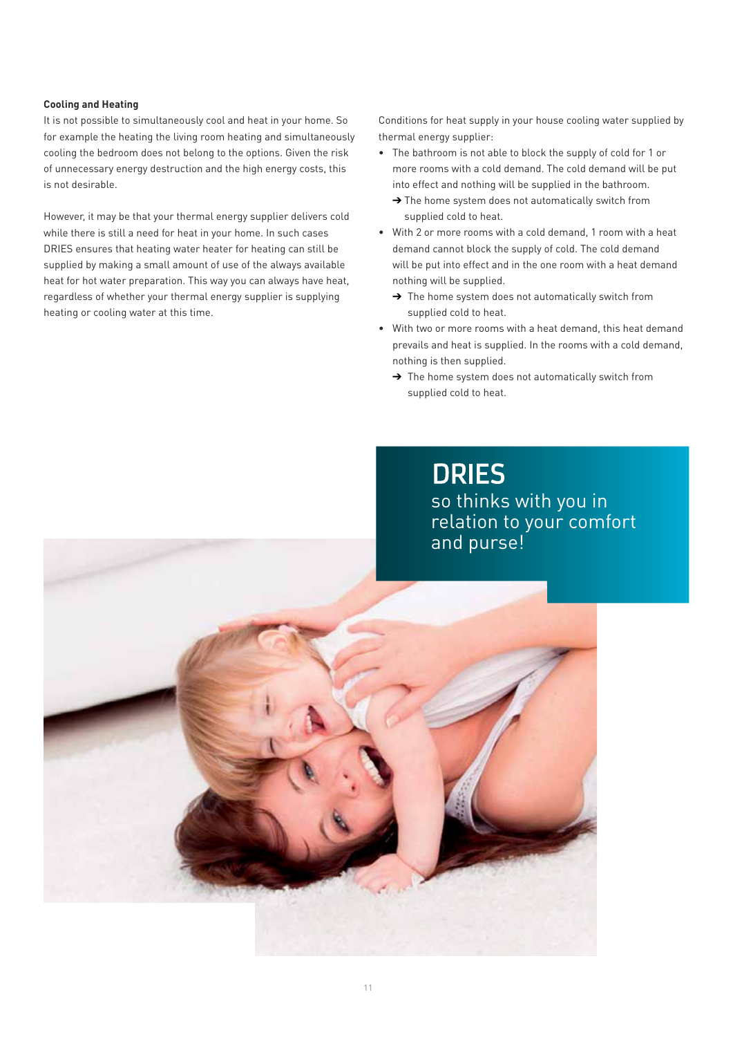**Cooling and Heating**

It is not possible to simultaneously cool and heat in your home. So for example the heating the living room heating and simultaneously cooling the bedroom does not belong to the options. Given the risk of unnecessary energy destruction and the high energy costs, this is not desirable.

However, it may be that your thermal energy supplier delivers cold while there is still a need for heat in your home. In such cases DRIES ensures that heating water heater for heating can still be supplied by making a small amount of use of the always available heat for hot water preparation. This way you can always have heat, regardless of whether your thermal energy supplier is supplying heating or cooling water at this time.

Conditions for heat supply in your house cooling water supplied by thermal energy supplier:

- The bathroom is not able to block the supply of cold for 1 or more rooms with a cold demand. The cold demand will be put into effect and nothing will be supplied in the bathroom.
  ➔ The home system does not automatically switch from supplied cold to heat.
- With 2 or more rooms with a cold demand, 1 room with a heat demand cannot block the supply of cold. The cold demand will be put into effect and in the one room with a heat demand nothing will be supplied.
  ➔ The home system does not automatically switch from supplied cold to heat.
- With two or more rooms with a heat demand, this heat demand prevails and heat is supplied. In the rooms with a cold demand, nothing is then supplied.
  ➔ The home system does not automatically switch from supplied cold to heat.

**DRIES**
so thinks with you in relation to your comfort and purse!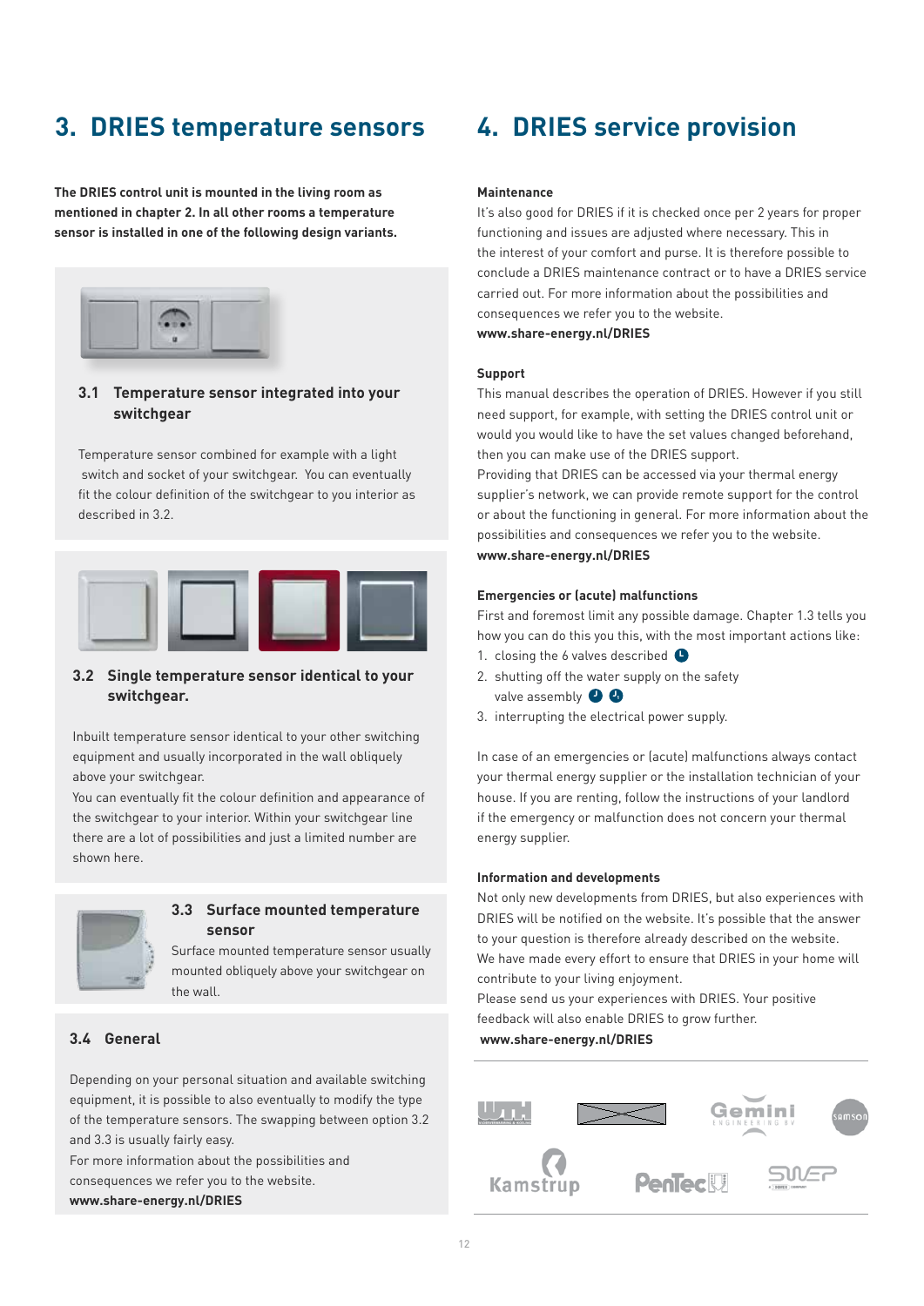# 3. DRIES temperature sensors

**The DRIES control unit is mounted in the living room as mentioned in chapter 2. In all other rooms a temperature sensor is installed in one of the following design variants.**

### 3.1 Temperature sensor integrated into your switchgear

Temperature sensor combined for example with a light switch and socket of your switchgear. You can eventually fit the colour definition of the switchgear to you interior as described in 3.2.

### 3.2 Single temperature sensor identical to your switchgear.

Inbuilt temperature sensor identical to your other switching equipment and usually incorporated in the wall obliquely above your switchgear.
You can eventually fit the colour definition and appearance of the switchgear to your interior. Within your switchgear line there are a lot of possibilities and just a limited number are shown here.

### 3.3 Surface mounted temperature sensor

Surface mounted temperature sensor usually mounted obliquely above your switchgear on the wall.

### 3.4 General

Depending on your personal situation and available switching equipment, it is possible to also eventually to modify the type of the temperature sensors. The swapping between option 3.2 and 3.3 is usually fairly easy.
For more information about the possibilities and consequences we refer you to the website.
**www.share-energy.nl/DRIES**

# 4. DRIES service provision

**Maintenance**
It's also good for DRIES if it is checked once per 2 years for proper functioning and issues are adjusted where necessary. This in the interest of your comfort and purse. It is therefore possible to conclude a DRIES maintenance contract or to have a DRIES service carried out. For more information about the possibilities and consequences we refer you to the website.
**www.share-energy.nl/DRIES**

**Support**
This manual describes the operation of DRIES. However if you still need support, for example, with setting the DRIES control unit or would you would like to have the set values changed beforehand, then you can make use of the DRIES support.
Providing that DRIES can be accessed via your thermal energy supplier's network, we can provide remote support for the control or about the functioning in general. For more information about the possibilities and consequences we refer you to the website.
**www.share-energy.nl/DRIES**

**Emergencies or (acute) malfunctions**
First and foremost limit any possible damage. Chapter 1.3 tells you how you can do this you this, with the most important actions like:

1. closing the 6 valves described
2. shutting off the water supply on the safety valve assembly
3. interrupting the electrical power supply.

In case of an emergencies or (acute) malfunctions always contact your thermal energy supplier or the installation technician of your house. If you are renting, follow the instructions of your landlord if the emergency or malfunction does not concern your thermal energy supplier.

**Information and developments**
Not only new developments from DRIES, but also experiences with DRIES will be notified on the website. It's possible that the answer to your question is therefore already described on the website.
We have made every effort to ensure that DRIES in your home will contribute to your living enjoyment.
Please send us your experiences with DRIES. Your positive feedback will also enable DRIES to grow further.
**www.share-energy.nl/DRIES**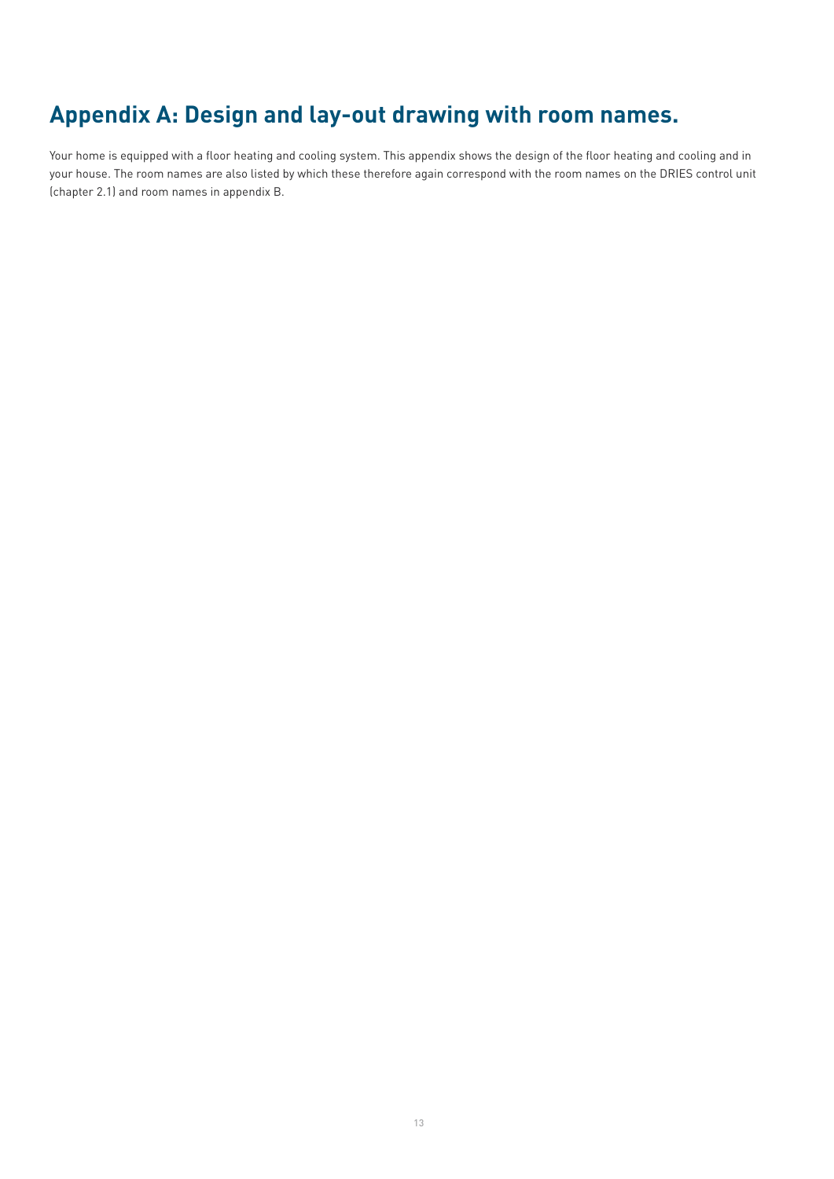# Appendix A: Design and lay-out drawing with room names.

Your home is equipped with a floor heating and cooling system. This appendix shows the design of the floor heating and cooling and in your house. The room names are also listed by which these therefore again correspond with the room names on the DRIES control unit (chapter 2.1) and room names in appendix B.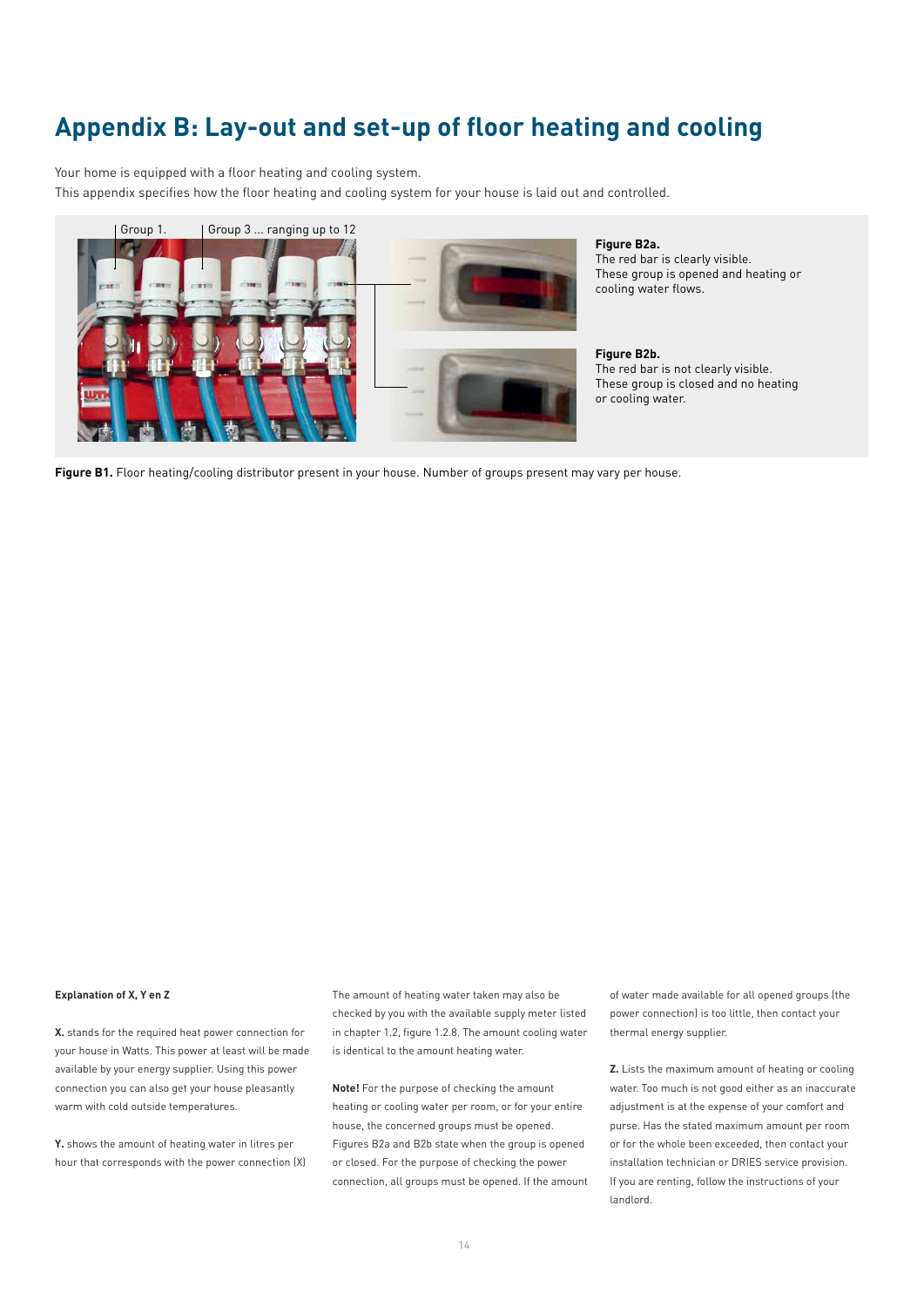# Appendix B: Lay-out and set-up of floor heating and cooling

Your home is equipped with a floor heating and cooling system.
This appendix specifies how the floor heating and cooling system for your house is laid out and controlled.

Group 1.

Group 3 ... ranging up to 12

**Figure B2a.**
The red bar is clearly visible.
These group is opened and heating or cooling water flows.

**Figure B2b.**
The red bar is not clearly visible.
These group is closed and no heating or cooling water.

**Figure B1.** Floor heating/cooling distributor present in your house. Number of groups present may vary per house.

#### Explanation of X, Y en Z

**X.** stands for the required heat power connection for your house in Watts. This power at least will be made available by your energy supplier. Using this power connection you can also get your house pleasantly warm with cold outside temperatures.

**Y.** shows the amount of heating water in litres per hour that corresponds with the power connection (X) The amount of heating water taken may also be checked by you with the available supply meter listed in chapter 1.2, figure 1.2.8. The amount cooling water is identical to the amount heating water.

**Note!** For the purpose of checking the amount heating or cooling water per room, or for your entire house, the concerned groups must be opened. Figures B2a and B2b state when the group is opened or closed. For the purpose of checking the power connection, all groups must be opened. If the amount of water made available for all opened groups (the power connection) is too little, then contact your thermal energy supplier.

**Z.** Lists the maximum amount of heating or cooling water. Too much is not good either as an inaccurate adjustment is at the expense of your comfort and purse. Has the stated maximum amount per room or for the whole been exceeded, then contact your installation technician or DRIES service provision. If you are renting, follow the instructions of your landlord.